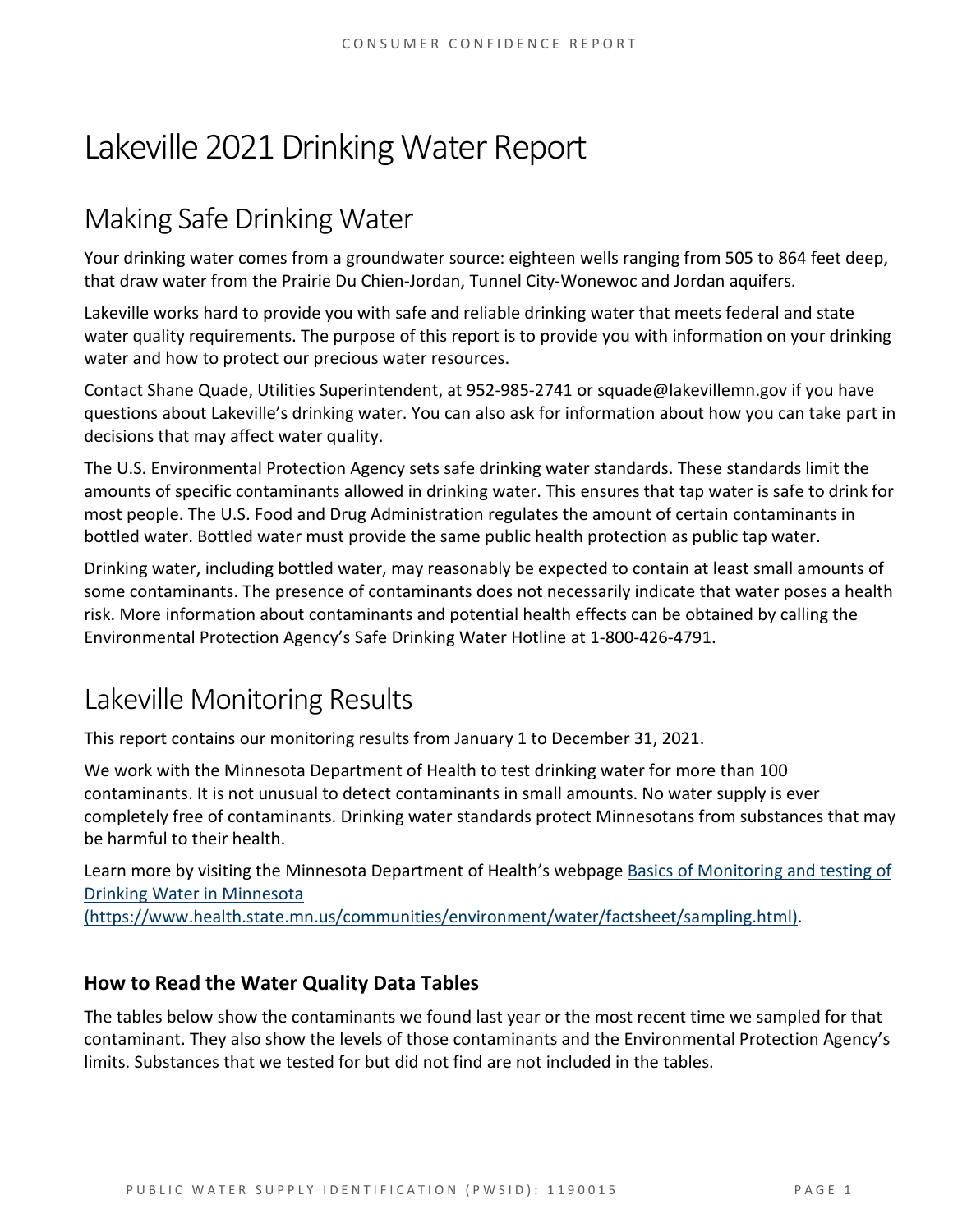# Lakeville 2021 Drinking Water Report

## Making Safe Drinking Water

Your drinking water comes from a groundwater source: eighteen wells ranging from 505 to 864 feet deep, that draw water from the Prairie Du Chien-Jordan, Tunnel City-Wonewoc and Jordan aquifers.

Lakeville works hard to provide you with safe and reliable drinking water that meets federal and state water quality requirements. The purpose of this report is to provide you with information on your drinking water and how to protect our precious water resources.

Contact Shane Quade, Utilities Superintendent, at 952-985-2741 or squade@lakevillemn.gov if you have questions about Lakeville's drinking water. You can also ask for information about how you can take part in decisions that may affect water quality.

The U.S. Environmental Protection Agency sets safe drinking water standards. These standards limit the amounts of specific contaminants allowed in drinking water. This ensures that tap water is safe to drink for most people. The U.S. Food and Drug Administration regulates the amount of certain contaminants in bottled water. Bottled water must provide the same public health protection as public tap water.

Drinking water, including bottled water, may reasonably be expected to contain at least small amounts of some contaminants. The presence of contaminants does not necessarily indicate that water poses a health risk. More information about contaminants and potential health effects can be obtained by calling the Environmental Protection Agency's Safe Drinking Water Hotline at 1-800-426-4791.

## Lakeville Monitoring Results

This report contains our monitoring results from January 1 to December 31, 2021.

We work with the Minnesota Department of Health to test drinking water for more than 100 contaminants. It is not unusual to detect contaminants in small amounts. No water supply is ever completely free of contaminants. Drinking water standards protect Minnesotans from substances that may be harmful to their health.

Learn more by visiting the Minnesota Department of Health's webpage [Basics of Monitoring and testing of Drinking Water in Minnesota (https://www.health.state.mn.us/communities/environment/water/factsheet/sampling.html)](https://www.health.state.mn.us/communities/environment/water/factsheet/sampling.html).

### How to Read the Water Quality Data Tables

The tables below show the contaminants we found last year or the most recent time we sampled for that contaminant. They also show the levels of those contaminants and the Environmental Protection Agency's limits. Substances that we tested for but did not find are not included in the tables.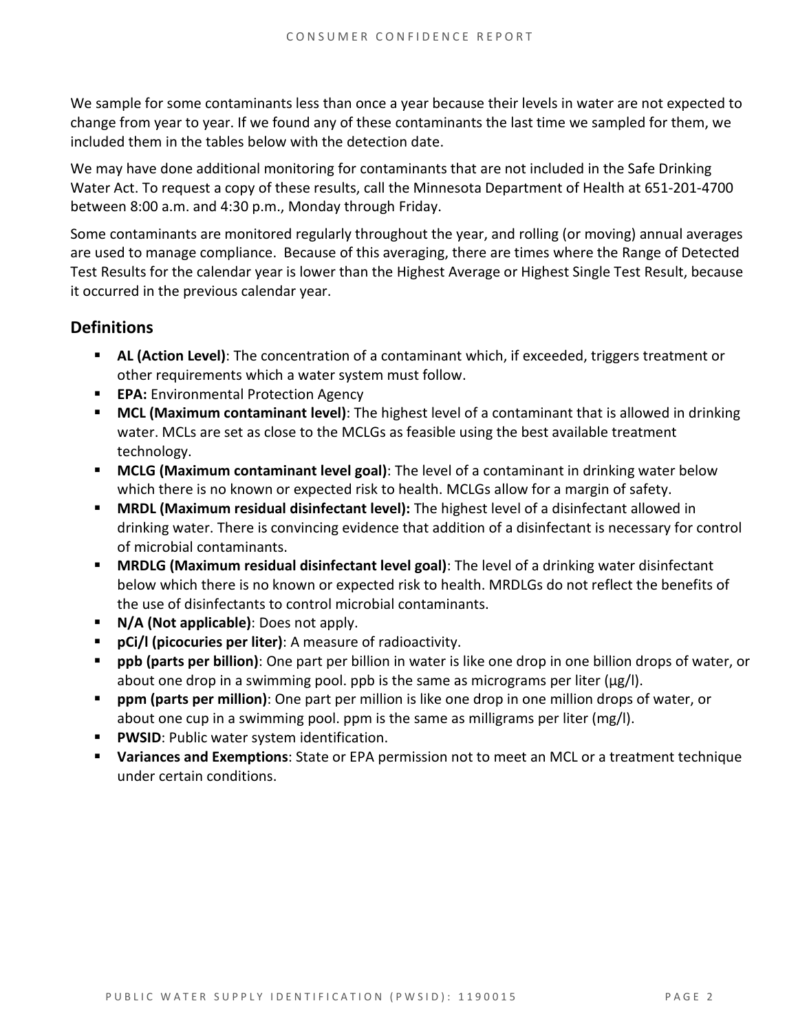We sample for some contaminants less than once a year because their levels in water are not expected to change from year to year. If we found any of these contaminants the last time we sampled for them, we included them in the tables below with the detection date.

We may have done additional monitoring for contaminants that are not included in the Safe Drinking Water Act. To request a copy of these results, call the Minnesota Department of Health at 651-201-4700 between 8:00 a.m. and 4:30 p.m., Monday through Friday.

Some contaminants are monitored regularly throughout the year, and rolling (or moving) annual averages are used to manage compliance. Because of this averaging, there are times where the Range of Detected Test Results for the calendar year is lower than the Highest Average or Highest Single Test Result, because it occurred in the previous calendar year.

## Definitions

- **AL (Action Level)**: The concentration of a contaminant which, if exceeded, triggers treatment or other requirements which a water system must follow.
- **EPA:** Environmental Protection Agency
- **MCL (Maximum contaminant level)**: The highest level of a contaminant that is allowed in drinking water. MCLs are set as close to the MCLGs as feasible using the best available treatment technology.
- **MCLG (Maximum contaminant level goal)**: The level of a contaminant in drinking water below which there is no known or expected risk to health. MCLGs allow for a margin of safety.
- **MRDL (Maximum residual disinfectant level):** The highest level of a disinfectant allowed in drinking water. There is convincing evidence that addition of a disinfectant is necessary for control of microbial contaminants.
- **MRDLG (Maximum residual disinfectant level goal)**: The level of a drinking water disinfectant below which there is no known or expected risk to health. MRDLGs do not reflect the benefits of the use of disinfectants to control microbial contaminants.
- **N/A (Not applicable)**: Does not apply.
- **pCi/l (picocuries per liter)**: A measure of radioactivity.
- **ppb (parts per billion)**: One part per billion in water is like one drop in one billion drops of water, or about one drop in a swimming pool. ppb is the same as micrograms per liter (μg/l).
- **ppm (parts per million)**: One part per million is like one drop in one million drops of water, or about one cup in a swimming pool. ppm is the same as milligrams per liter (mg/l).
- **PWSID**: Public water system identification.
- **Variances and Exemptions**: State or EPA permission not to meet an MCL or a treatment technique under certain conditions.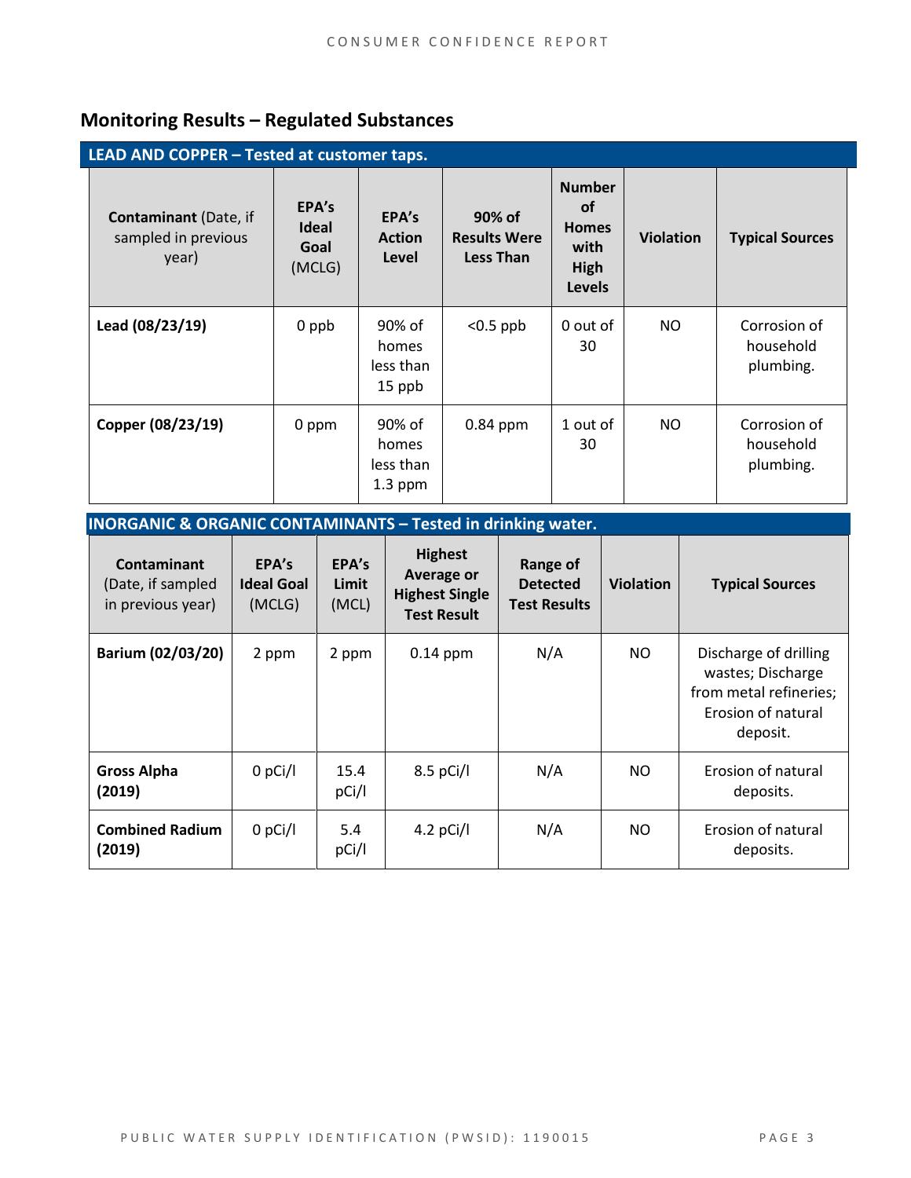## Monitoring Results – Regulated Substances

**LEAD AND COPPER – Tested at customer taps.**

| **Contaminant** (Date, if sampled in previous year) | **EPA's Ideal Goal** (MCLG) | **EPA's Action Level** | **90% of Results Were Less Than** | **Number of Homes with High Levels** | **Violation** | **Typical Sources** |
|---|---|---|---|---|---|---|
| **Lead (08/23/19)** | 0 ppb | 90% of homes less than 15 ppb | <0.5 ppb | 0 out of 30 | NO | Corrosion of household plumbing. |
| **Copper (08/23/19)** | 0 ppm | 90% of homes less than 1.3 ppm | 0.84 ppm | 1 out of 30 | NO | Corrosion of household plumbing. |

**INORGANIC & ORGANIC CONTAMINANTS – Tested in drinking water.**

| **Contaminant** (Date, if sampled in previous year) | **EPA's Ideal Goal** (MCLG) | **EPA's Limit** (MCL) | **Highest Average or Highest Single Test Result** | **Range of Detected Test Results** | **Violation** | **Typical Sources** |
|---|---|---|---|---|---|---|
| **Barium (02/03/20)** | 2 ppm | 2 ppm | 0.14 ppm | N/A | NO | Discharge of drilling wastes; Discharge from metal refineries; Erosion of natural deposit. |
| **Gross Alpha (2019)** | 0 pCi/l | 15.4 pCi/l | 8.5 pCi/l | N/A | NO | Erosion of natural deposits. |
| **Combined Radium (2019)** | 0 pCi/l | 5.4 pCi/l | 4.2 pCi/l | N/A | NO | Erosion of natural deposits. |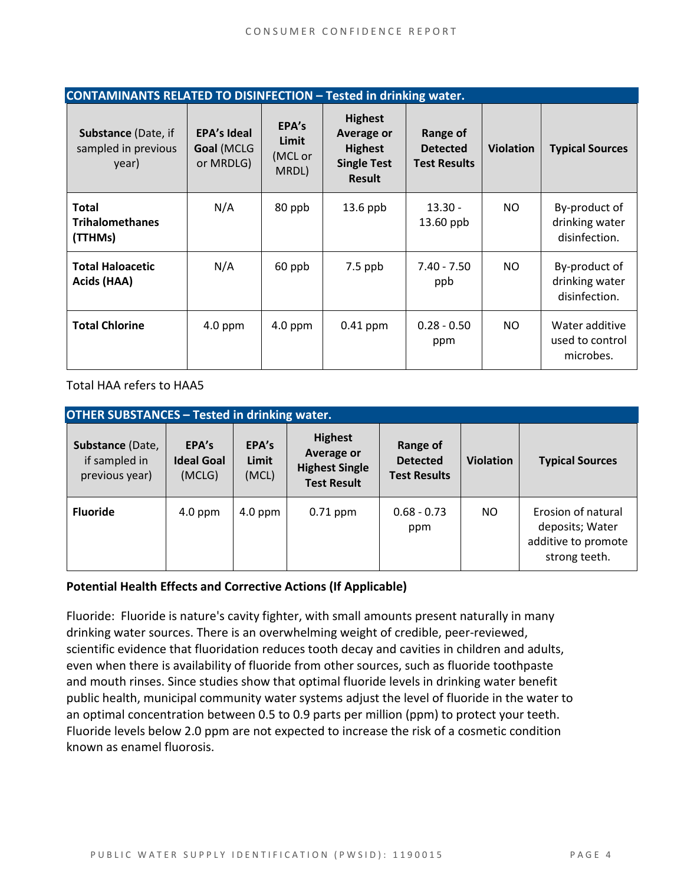| CONTAMINANTS RELATED TO DISINFECTION – Tested in drinking water. | | | | | | |
|---|---|---|---|---|---|---|
| **Substance** (Date, if sampled in previous year) | **EPA's Ideal Goal** (MCLG or MRDLG) | **EPA's Limit** (MCL or MRDL) | **Highest Average or Highest Single Test Result** | **Range of Detected Test Results** | **Violation** | **Typical Sources** |
| **Total Trihalomethanes (TTHMs)** | N/A | 80 ppb | 13.6 ppb | 13.30 - 13.60 ppb | NO | By-product of drinking water disinfection. |
| **Total Haloacetic Acids (HAA)** | N/A | 60 ppb | 7.5 ppb | 7.40 - 7.50 ppb | NO | By-product of drinking water disinfection. |
| **Total Chlorine** | 4.0 ppm | 4.0 ppm | 0.41 ppm | 0.28 - 0.50 ppm | NO | Water additive used to control microbes. |

Total HAA refers to HAA5

| OTHER SUBSTANCES – Tested in drinking water. | | | | | | |
|---|---|---|---|---|---|---|
| **Substance** (Date, if sampled in previous year) | **EPA's Ideal Goal** (MCLG) | **EPA's Limit** (MCL) | **Highest Average or Highest Single Test Result** | **Range of Detected Test Results** | **Violation** | **Typical Sources** |
| **Fluoride** | 4.0 ppm | 4.0 ppm | 0.71 ppm | 0.68 - 0.73 ppm | NO | Erosion of natural deposits; Water additive to promote strong teeth. |

**Potential Health Effects and Corrective Actions (If Applicable)**

Fluoride: Fluoride is nature's cavity fighter, with small amounts present naturally in many drinking water sources. There is an overwhelming weight of credible, peer-reviewed, scientific evidence that fluoridation reduces tooth decay and cavities in children and adults, even when there is availability of fluoride from other sources, such as fluoride toothpaste and mouth rinses. Since studies show that optimal fluoride levels in drinking water benefit public health, municipal community water systems adjust the level of fluoride in the water to an optimal concentration between 0.5 to 0.9 parts per million (ppm) to protect your teeth. Fluoride levels below 2.0 ppm are not expected to increase the risk of a cosmetic condition known as enamel fluorosis.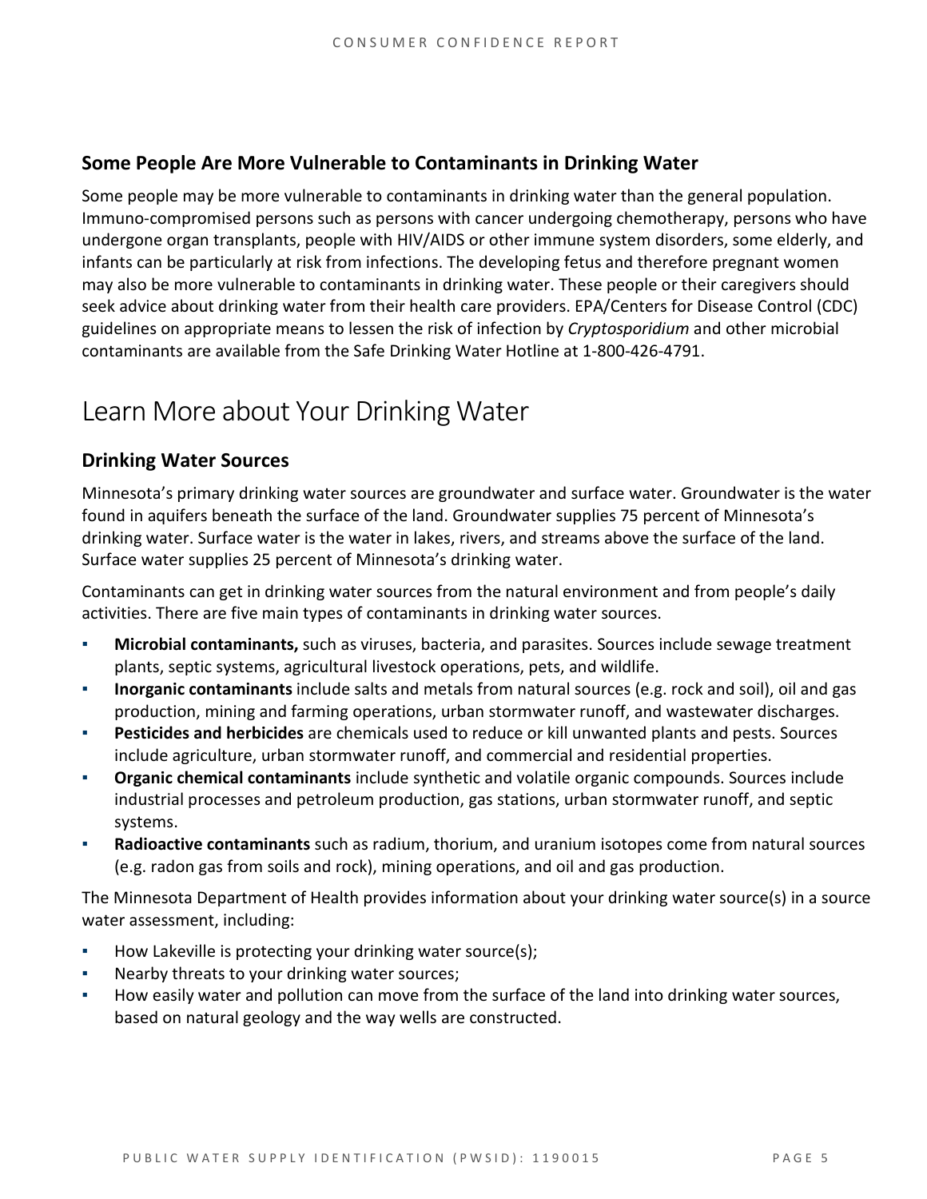### Some People Are More Vulnerable to Contaminants in Drinking Water

Some people may be more vulnerable to contaminants in drinking water than the general population. Immuno-compromised persons such as persons with cancer undergoing chemotherapy, persons who have undergone organ transplants, people with HIV/AIDS or other immune system disorders, some elderly, and infants can be particularly at risk from infections. The developing fetus and therefore pregnant women may also be more vulnerable to contaminants in drinking water. These people or their caregivers should seek advice about drinking water from their health care providers. EPA/Centers for Disease Control (CDC) guidelines on appropriate means to lessen the risk of infection by *Cryptosporidium* and other microbial contaminants are available from the Safe Drinking Water Hotline at 1-800-426-4791.

## Learn More about Your Drinking Water

### Drinking Water Sources

Minnesota's primary drinking water sources are groundwater and surface water. Groundwater is the water found in aquifers beneath the surface of the land. Groundwater supplies 75 percent of Minnesota's drinking water. Surface water is the water in lakes, rivers, and streams above the surface of the land. Surface water supplies 25 percent of Minnesota's drinking water.

Contaminants can get in drinking water sources from the natural environment and from people's daily activities. There are five main types of contaminants in drinking water sources.

- **Microbial contaminants,** such as viruses, bacteria, and parasites. Sources include sewage treatment plants, septic systems, agricultural livestock operations, pets, and wildlife.
- **Inorganic contaminants** include salts and metals from natural sources (e.g. rock and soil), oil and gas production, mining and farming operations, urban stormwater runoff, and wastewater discharges.
- **Pesticides and herbicides** are chemicals used to reduce or kill unwanted plants and pests. Sources include agriculture, urban stormwater runoff, and commercial and residential properties.
- **Organic chemical contaminants** include synthetic and volatile organic compounds. Sources include industrial processes and petroleum production, gas stations, urban stormwater runoff, and septic systems.
- **Radioactive contaminants** such as radium, thorium, and uranium isotopes come from natural sources (e.g. radon gas from soils and rock), mining operations, and oil and gas production.

The Minnesota Department of Health provides information about your drinking water source(s) in a source water assessment, including:

- How Lakeville is protecting your drinking water source(s);
- Nearby threats to your drinking water sources;
- How easily water and pollution can move from the surface of the land into drinking water sources, based on natural geology and the way wells are constructed.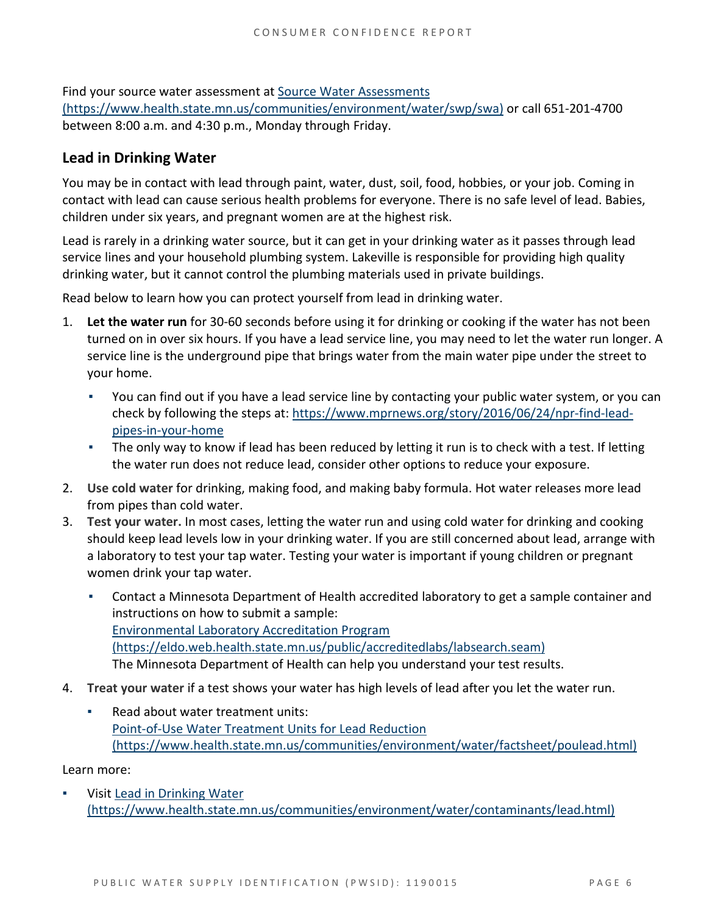Find your source water assessment at [Source Water Assessments (https://www.health.state.mn.us/communities/environment/water/swp/swa)](https://www.health.state.mn.us/communities/environment/water/swp/swa) or call 651-201-4700 between 8:00 a.m. and 4:30 p.m., Monday through Friday.

## Lead in Drinking Water

You may be in contact with lead through paint, water, dust, soil, food, hobbies, or your job. Coming in contact with lead can cause serious health problems for everyone. There is no safe level of lead. Babies, children under six years, and pregnant women are at the highest risk.

Lead is rarely in a drinking water source, but it can get in your drinking water as it passes through lead service lines and your household plumbing system. Lakeville is responsible for providing high quality drinking water, but it cannot control the plumbing materials used in private buildings.

Read below to learn how you can protect yourself from lead in drinking water.

1. **Let the water run** for 30-60 seconds before using it for drinking or cooking if the water has not been turned on in over six hours. If you have a lead service line, you may need to let the water run longer. A service line is the underground pipe that brings water from the main water pipe under the street to your home.
   - You can find out if you have a lead service line by contacting your public water system, or you can check by following the steps at: https://www.mprnews.org/story/2016/06/24/npr-find-lead-pipes-in-your-home
   - The only way to know if lead has been reduced by letting it run is to check with a test. If letting the water run does not reduce lead, consider other options to reduce your exposure.
2. **Use cold water** for drinking, making food, and making baby formula. Hot water releases more lead from pipes than cold water.
3. **Test your water.** In most cases, letting the water run and using cold water for drinking and cooking should keep lead levels low in your drinking water. If you are still concerned about lead, arrange with a laboratory to test your tap water. Testing your water is important if young children or pregnant women drink your tap water.
   - Contact a Minnesota Department of Health accredited laboratory to get a sample container and instructions on how to submit a sample:
     [Environmental Laboratory Accreditation Program (https://eldo.web.health.state.mn.us/public/accreditedlabs/labsearch.seam)](https://eldo.web.health.state.mn.us/public/accreditedlabs/labsearch.seam)
     The Minnesota Department of Health can help you understand your test results.
4. **Treat your water** if a test shows your water has high levels of lead after you let the water run.
   - Read about water treatment units:
     [Point-of-Use Water Treatment Units for Lead Reduction (https://www.health.state.mn.us/communities/environment/water/factsheet/poulead.html)](https://www.health.state.mn.us/communities/environment/water/factsheet/poulead.html)

Learn more:

- Visit [Lead in Drinking Water (https://www.health.state.mn.us/communities/environment/water/contaminants/lead.html)](https://www.health.state.mn.us/communities/environment/water/contaminants/lead.html)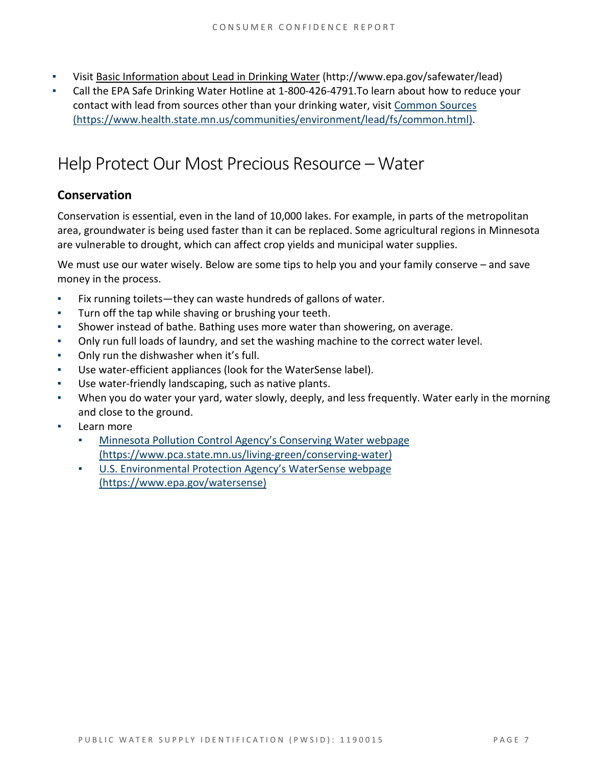- Visit Basic Information about Lead in Drinking Water (http://www.epa.gov/safewater/lead)
- Call the EPA Safe Drinking Water Hotline at 1-800-426-4791.To learn about how to reduce your contact with lead from sources other than your drinking water, visit Common Sources (https://www.health.state.mn.us/communities/environment/lead/fs/common.html).

# Help Protect Our Most Precious Resource – Water

## Conservation

Conservation is essential, even in the land of 10,000 lakes. For example, in parts of the metropolitan area, groundwater is being used faster than it can be replaced. Some agricultural regions in Minnesota are vulnerable to drought, which can affect crop yields and municipal water supplies.

We must use our water wisely. Below are some tips to help you and your family conserve – and save money in the process.

- Fix running toilets—they can waste hundreds of gallons of water.
- Turn off the tap while shaving or brushing your teeth.
- Shower instead of bathe. Bathing uses more water than showering, on average.
- Only run full loads of laundry, and set the washing machine to the correct water level.
- Only run the dishwasher when it's full.
- Use water-efficient appliances (look for the WaterSense label).
- Use water-friendly landscaping, such as native plants.
- When you do water your yard, water slowly, deeply, and less frequently. Water early in the morning and close to the ground.
- Learn more
  - Minnesota Pollution Control Agency's Conserving Water webpage (https://www.pca.state.mn.us/living-green/conserving-water)
  - U.S. Environmental Protection Agency's WaterSense webpage (https://www.epa.gov/watersense)